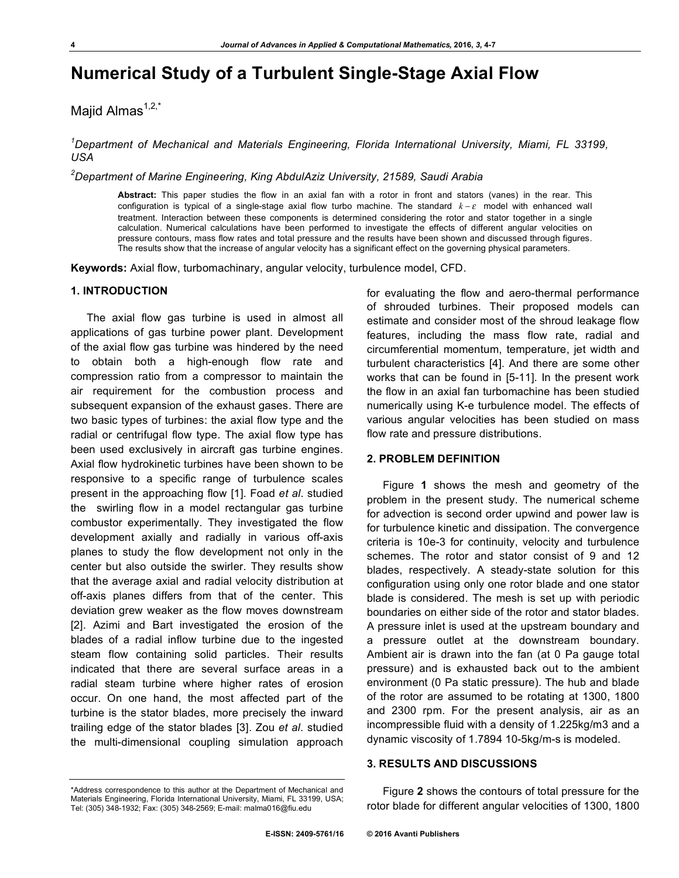# Numerical Study of a Turbulent Single-Stage Axial Flow

Majid Almas[1,2,*]

[1]*Department of Mechanical and Materials Engineering, Florida International University, Miami, FL 33199, USA*

[2]*Department of Marine Engineering, King AbdulAziz University, 21589, Saudi Arabia*

**Abstract:** This paper studies the flow in an axial fan with a rotor in front and stators (vanes) in the rear. This configuration is typical of a single-stage axial flow turbo machine. The standard $k-\varepsilon$ model with enhanced wall treatment. Interaction between these components is determined considering the rotor and stator together in a single calculation. Numerical calculations have been performed to investigate the effects of different angular velocities on pressure contours, mass flow rates and total pressure and the results have been shown and discussed through figures. The results show that the increase of angular velocity has a significant effect on the governing physical parameters.

**Keywords:** Axial flow, turbomachinary, angular velocity, turbulence model, CFD.

## 1. INTRODUCTION

The axial flow gas turbine is used in almost all applications of gas turbine power plant. Development of the axial flow gas turbine was hindered by the need to obtain both a high-enough flow rate and compression ratio from a compressor to maintain the air requirement for the combustion process and subsequent expansion of the exhaust gases. There are two basic types of turbines: the axial flow type and the radial or centrifugal flow type. The axial flow type has been used exclusively in aircraft gas turbine engines. Axial flow hydrokinetic turbines have been shown to be responsive to a specific range of turbulence scales present in the approaching flow [1]. Foad *et al*. studied the swirling flow in a model rectangular gas turbine combustor experimentally. They investigated the flow development axially and radially in various off-axis planes to study the flow development not only in the center but also outside the swirler. They results show that the average axial and radial velocity distribution at off-axis planes differs from that of the center. This deviation grew weaker as the flow moves downstream [2]. Azimi and Bart investigated the erosion of the blades of a radial inflow turbine due to the ingested steam flow containing solid particles. Their results indicated that there are several surface areas in a radial steam turbine where higher rates of erosion occur. On one hand, the most affected part of the turbine is the stator blades, more precisely the inward trailing edge of the stator blades [3]. Zou *et al*. studied the multi-dimensional coupling simulation approach for evaluating the flow and aero-thermal performance of shrouded turbines. Their proposed models can estimate and consider most of the shroud leakage flow features, including the mass flow rate, radial and circumferential momentum, temperature, jet width and turbulent characteristics [4]. And there are some other works that can be found in [5-11]. In the present work the flow in an axial fan turbomachine has been studied numerically using K-e turbulence model. The effects of various angular velocities has been studied on mass flow rate and pressure distributions.

## 2. PROBLEM DEFINITION

Figure **1** shows the mesh and geometry of the problem in the present study. The numerical scheme for advection is second order upwind and power law is for turbulence kinetic and dissipation. The convergence criteria is 10e-3 for continuity, velocity and turbulence schemes. The rotor and stator consist of 9 and 12 blades, respectively. A steady-state solution for this configuration using only one rotor blade and one stator blade is considered. The mesh is set up with periodic boundaries on either side of the rotor and stator blades. A pressure inlet is used at the upstream boundary and a pressure outlet at the downstream boundary. Ambient air is drawn into the fan (at 0 Pa gauge total pressure) and is exhausted back out to the ambient environment (0 Pa static pressure). The hub and blade of the rotor are assumed to be rotating at 1300, 1800 and 2300 rpm. For the present analysis, air as an incompressible fluid with a density of 1.225kg/m3 and a dynamic viscosity of 1.7894 10-5kg/m-s is modeled.

## 3. RESULTS AND DISCUSSIONS

Figure **2** shows the contours of total pressure for the rotor blade for different angular velocities of 1300, 1800

\*Address correspondence to this author at the Department of Mechanical and Materials Engineering, Florida International University, Miami, FL 33199, USA; Tel: (305) 348-1932; Fax: (305) 348-2569; E-mail: malma016@fiu.edu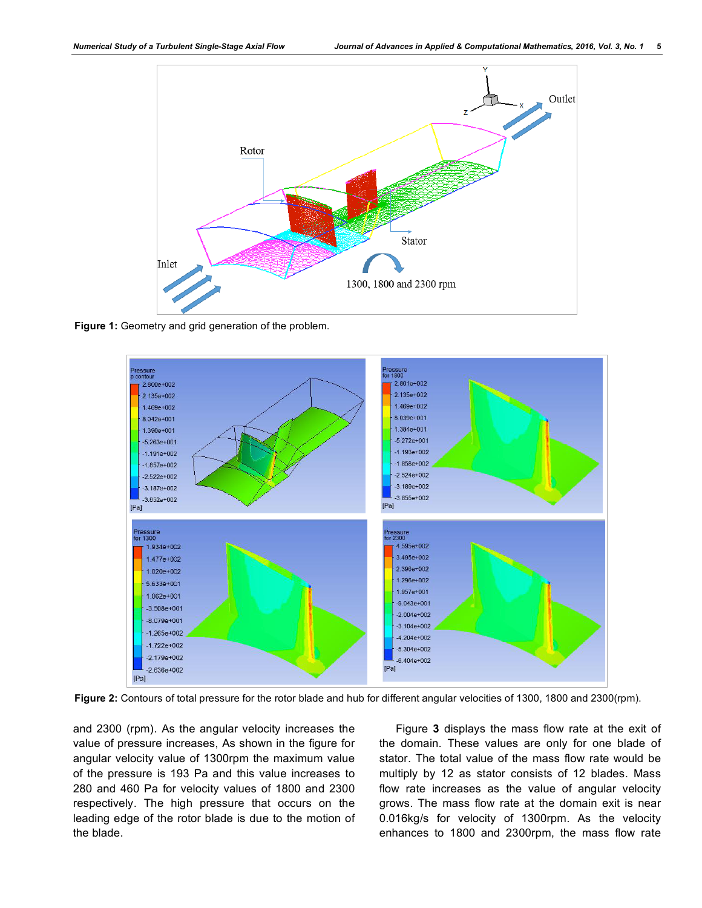**Figure 1:** Geometry and grid generation of the problem.

**Figure 2:** Contours of total pressure for the rotor blade and hub for different angular velocities of 1300, 1800 and 2300(rpm).

and 2300 (rpm). As the angular velocity increases the value of pressure increases, As shown in the figure for angular velocity value of 1300rpm the maximum value of the pressure is 193 Pa and this value increases to 280 and 460 Pa for velocity values of 1800 and 2300 respectively. The high pressure that occurs on the leading edge of the rotor blade is due to the motion of the blade.

Figure **3** displays the mass flow rate at the exit of the domain. These values are only for one blade of stator. The total value of the mass flow rate would be multiply by 12 as stator consists of 12 blades. Mass flow rate increases as the value of angular velocity grows. The mass flow rate at the domain exit is near 0.016kg/s for velocity of 1300rpm. As the velocity enhances to 1800 and 2300rpm, the mass flow rate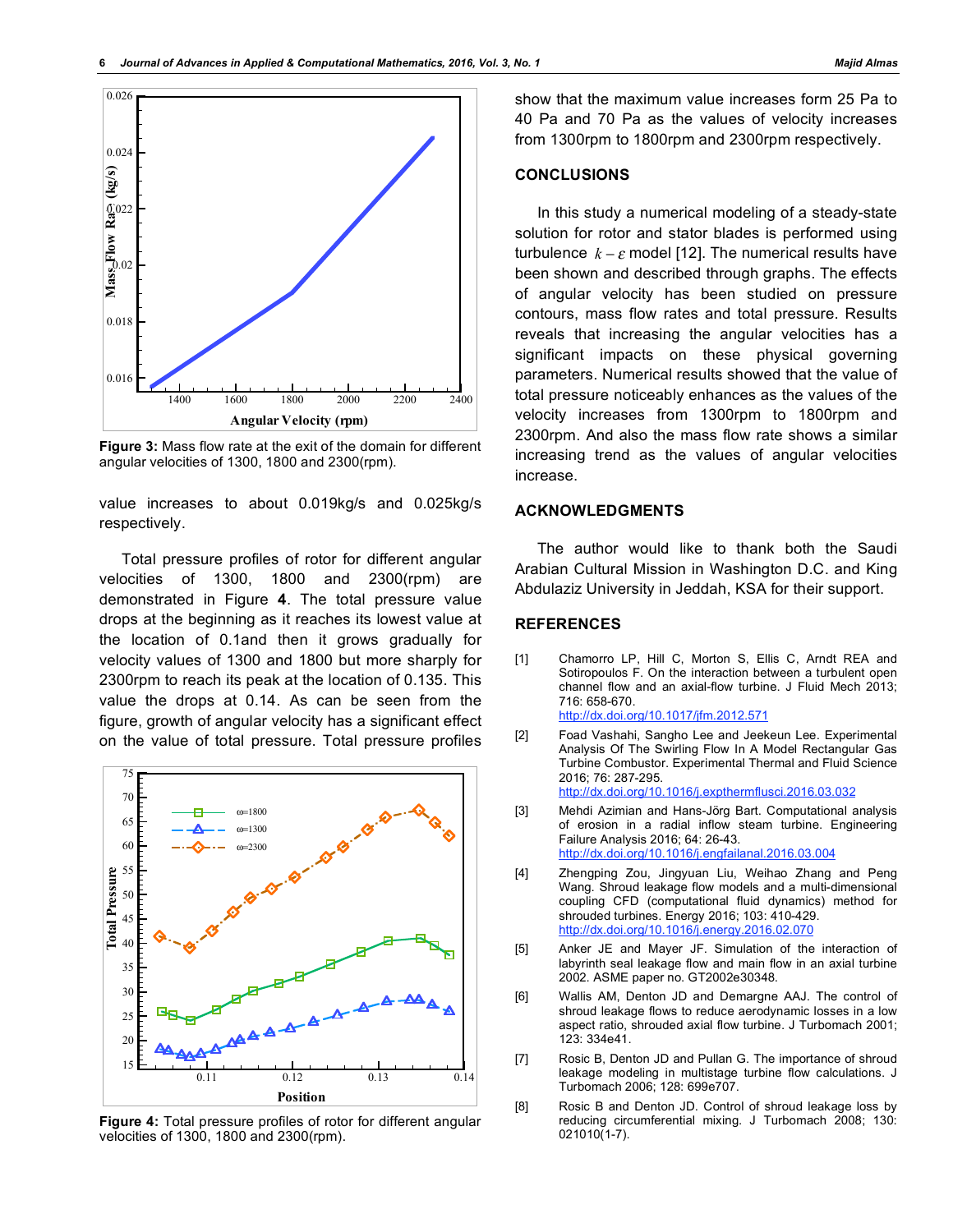Figure 3: Mass flow rate at the exit of the domain for different angular velocities of 1300, 1800 and 2300(rpm).

value increases to about 0.019kg/s and 0.025kg/s respectively.

Total pressure profiles of rotor for different angular velocities of 1300, 1800 and 2300(rpm) are demonstrated in Figure **4**. The total pressure value drops at the beginning as it reaches its lowest value at the location of 0.1and then it grows gradually for velocity values of 1300 and 1800 but more sharply for 2300rpm to reach its peak at the location of 0.135. This value the drops at 0.14. As can be seen from the figure, growth of angular velocity has a significant effect on the value of total pressure. Total pressure profiles

Figure 4: Total pressure profiles of rotor for different angular velocities of 1300, 1800 and 2300(rpm).

show that the maximum value increases form 25 Pa to 40 Pa and 70 Pa as the values of velocity increases from 1300rpm to 1800rpm and 2300rpm respectively.

## CONCLUSIONS

In this study a numerical modeling of a steady-state solution for rotor and stator blades is performed using turbulence $k-\varepsilon$ model [12]. The numerical results have been shown and described through graphs. The effects of angular velocity has been studied on pressure contours, mass flow rates and total pressure. Results reveals that increasing the angular velocities has a significant impacts on these physical governing parameters. Numerical results showed that the value of total pressure noticeably enhances as the values of the velocity increases from 1300rpm to 1800rpm and 2300rpm. And also the mass flow rate shows a similar increasing trend as the values of angular velocities increase.

## ACKNOWLEDGMENTS

The author would like to thank both the Saudi Arabian Cultural Mission in Washington D.C. and King Abdulaziz University in Jeddah, KSA for their support.

## REFERENCES

[1] Chamorro LP, Hill C, Morton S, Ellis C, Arndt REA and Sotiropoulos F. On the interaction between a turbulent open channel flow and an axial-flow turbine. J Fluid Mech 2013; 716: 658-670. http://dx.doi.org/10.1017/jfm.2012.571

[2] Foad Vashahi, Sangho Lee and Jeekeun Lee. Experimental Analysis Of The Swirling Flow In A Model Rectangular Gas Turbine Combustor. Experimental Thermal and Fluid Science 2016; 76: 287-295. http://dx.doi.org/10.1016/j.expthermflusci.2016.03.032

[3] Mehdi Azimian and Hans-Jörg Bart. Computational analysis of erosion in a radial inflow steam turbine. Engineering Failure Analysis 2016; 64: 26-43. http://dx.doi.org/10.1016/j.engfailanal.2016.03.004

[4] Zhengping Zou, Jingyuan Liu, Weihao Zhang and Peng Wang. Shroud leakage flow models and a multi-dimensional coupling CFD (computational fluid dynamics) method for shrouded turbines. Energy 2016; 103: 410-429. http://dx.doi.org/10.1016/j.energy.2016.02.070

[5] Anker JE and Mayer JF. Simulation of the interaction of labyrinth seal leakage flow and main flow in an axial turbine 2002. ASME paper no. GT2002e30348.

[6] Wallis AM, Denton JD and Demargne AAJ. The control of shroud leakage flows to reduce aerodynamic losses in a low aspect ratio, shrouded axial flow turbine. J Turbomach 2001; 123: 334e41.

[7] Rosic B, Denton JD and Pullan G. The importance of shroud leakage modeling in multistage turbine flow calculations. J Turbomach 2006; 128: 699e707.

[8] Rosic B and Denton JD. Control of shroud leakage loss by reducing circumferential mixing. J Turbomach 2008; 130: 021010(1-7).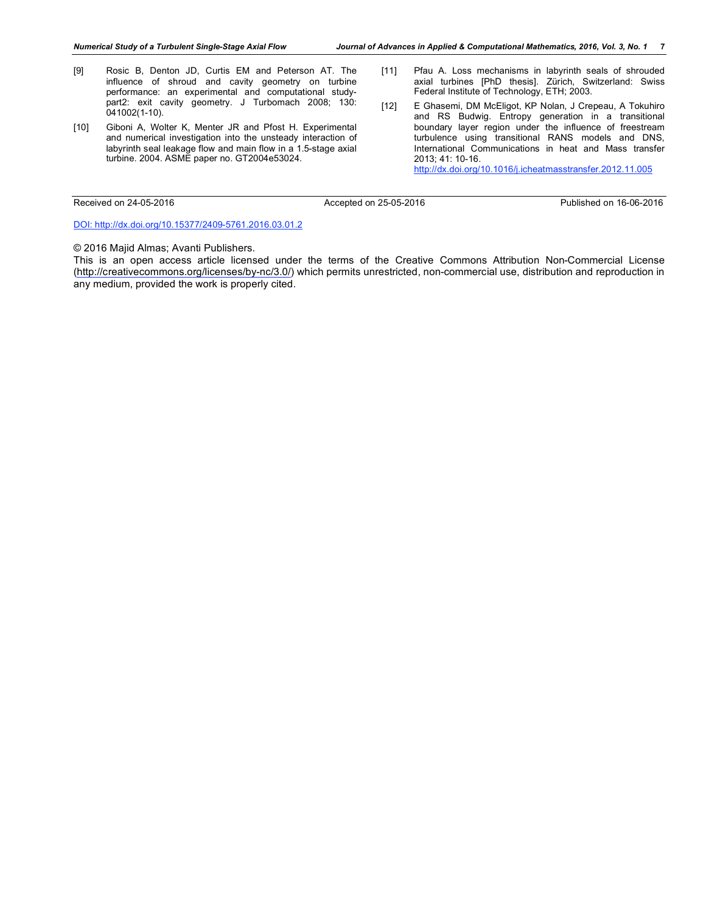[9] Rosic B, Denton JD, Curtis EM and Peterson AT. The influence of shroud and cavity geometry on turbine performance: an experimental and computational study-part2: exit cavity geometry. J Turbomach 2008; 130: 041002(1-10).

[10] Giboni A, Wolter K, Menter JR and Pfost H. Experimental and numerical investigation into the unsteady interaction of labyrinth seal leakage flow and main flow in a 1.5-stage axial turbine. 2004. ASME paper no. GT2004e53024.

[11] Pfau A. Loss mechanisms in labyrinth seals of shrouded axial turbines [PhD thesis]. Zürich, Switzerland: Swiss Federal Institute of Technology, ETH; 2003.

[12] E Ghasemi, DM McEligot, KP Nolan, J Crepeau, A Tokuhiro and RS Budwig. Entropy generation in a transitional boundary layer region under the influence of freestream turbulence using transitional RANS models and DNS, International Communications in heat and Mass transfer 2013; 41: 10-16. http://dx.doi.org/10.1016/j.icheatmasstransfer.2012.11.005

---

Received on 24-05-2016 Accepted on 25-05-2016 Published on 16-06-2016

DOI: http://dx.doi.org/10.15377/2409-5761.2016.03.01.2

© 2016 Majid Almas; Avanti Publishers.

This is an open access article licensed under the terms of the Creative Commons Attribution Non-Commercial License (http://creativecommons.org/licenses/by-nc/3.0/) which permits unrestricted, non-commercial use, distribution and reproduction in any medium, provided the work is properly cited.